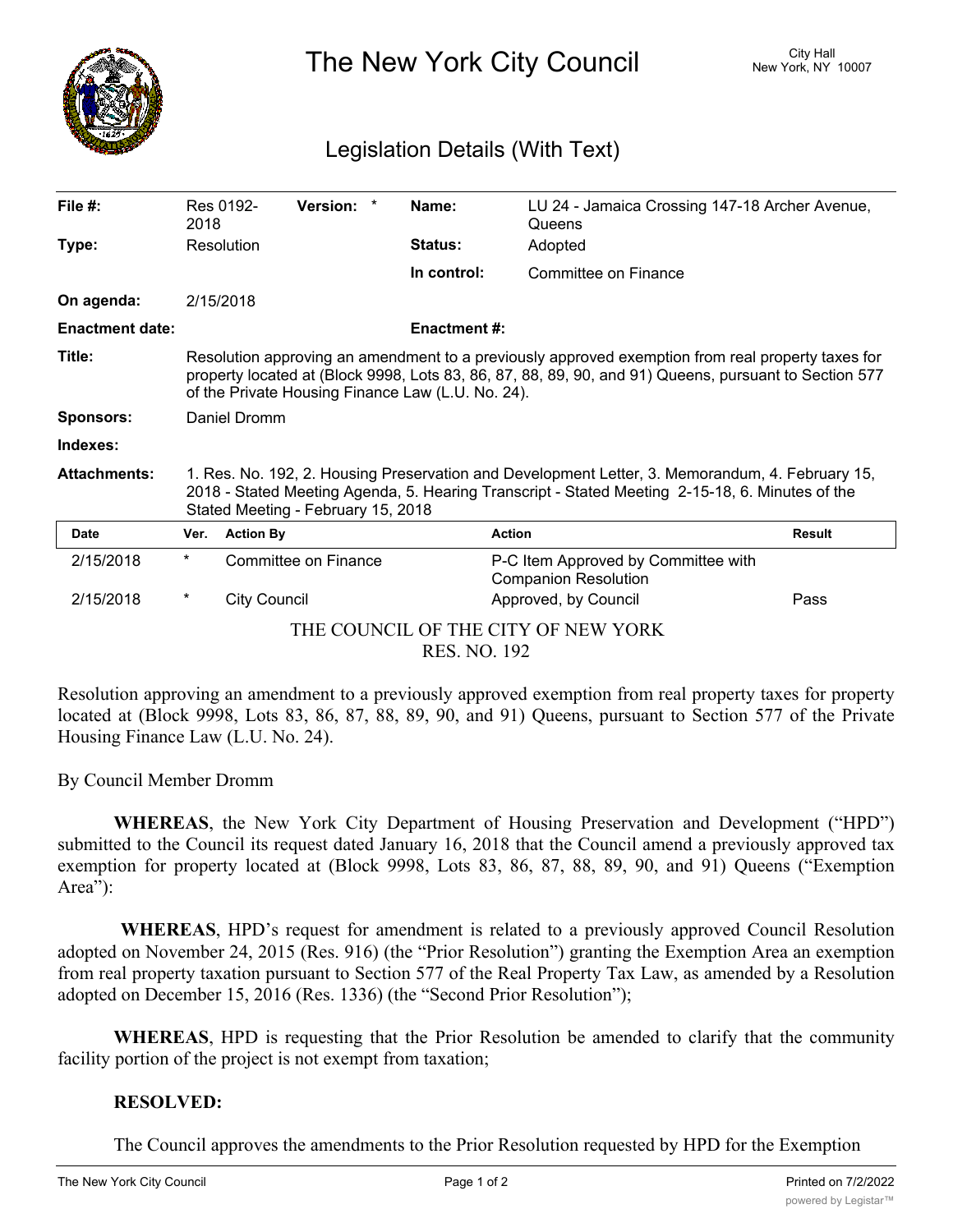# The New York City Council

City Hall
New York, NY 10007

## Legislation Details (With Text)

| | | | |
|---|---|---|---|
| **File #:** | Res 0192-2018 **Version:** * | **Name:** | LU 24 - Jamaica Crossing 147-18 Archer Avenue, Queens |
| **Type:** | Resolution | **Status:** | Adopted |
| | | **In control:** | Committee on Finance |
| **On agenda:** | 2/15/2018 | | |
| **Enactment date:** | | **Enactment #:** | |

**Title:** Resolution approving an amendment to a previously approved exemption from real property taxes for property located at (Block 9998, Lots 83, 86, 87, 88, 89, 90, and 91) Queens, pursuant to Section 577 of the Private Housing Finance Law (L.U. No. 24).

**Sponsors:** Daniel Dromm

**Indexes:**

**Attachments:** 1. Res. No. 192, 2. Housing Preservation and Development Letter, 3. Memorandum, 4. February 15, 2018 - Stated Meeting Agenda, 5. Hearing Transcript - Stated Meeting 2-15-18, 6. Minutes of the Stated Meeting - February 15, 2018

| Date | Ver. | Action By | Action | Result |
|---|---|---|---|---|
| 2/15/2018 | * | Committee on Finance | P-C Item Approved by Committee with Companion Resolution | |
| 2/15/2018 | * | City Council | Approved, by Council | Pass |

THE COUNCIL OF THE CITY OF NEW YORK
RES. NO. 192

Resolution approving an amendment to a previously approved exemption from real property taxes for property located at (Block 9998, Lots 83, 86, 87, 88, 89, 90, and 91) Queens, pursuant to Section 577 of the Private Housing Finance Law (L.U. No. 24).

By Council Member Dromm

**WHEREAS**, the New York City Department of Housing Preservation and Development ("HPD") submitted to the Council its request dated January 16, 2018 that the Council amend a previously approved tax exemption for property located at (Block 9998, Lots 83, 86, 87, 88, 89, 90, and 91) Queens ("Exemption Area"):

**WHEREAS**, HPD's request for amendment is related to a previously approved Council Resolution adopted on November 24, 2015 (Res. 916) (the "Prior Resolution") granting the Exemption Area an exemption from real property taxation pursuant to Section 577 of the Real Property Tax Law, as amended by a Resolution adopted on December 15, 2016 (Res. 1336) (the "Second Prior Resolution");

**WHEREAS**, HPD is requesting that the Prior Resolution be amended to clarify that the community facility portion of the project is not exempt from taxation;

**RESOLVED:**

The Council approves the amendments to the Prior Resolution requested by HPD for the Exemption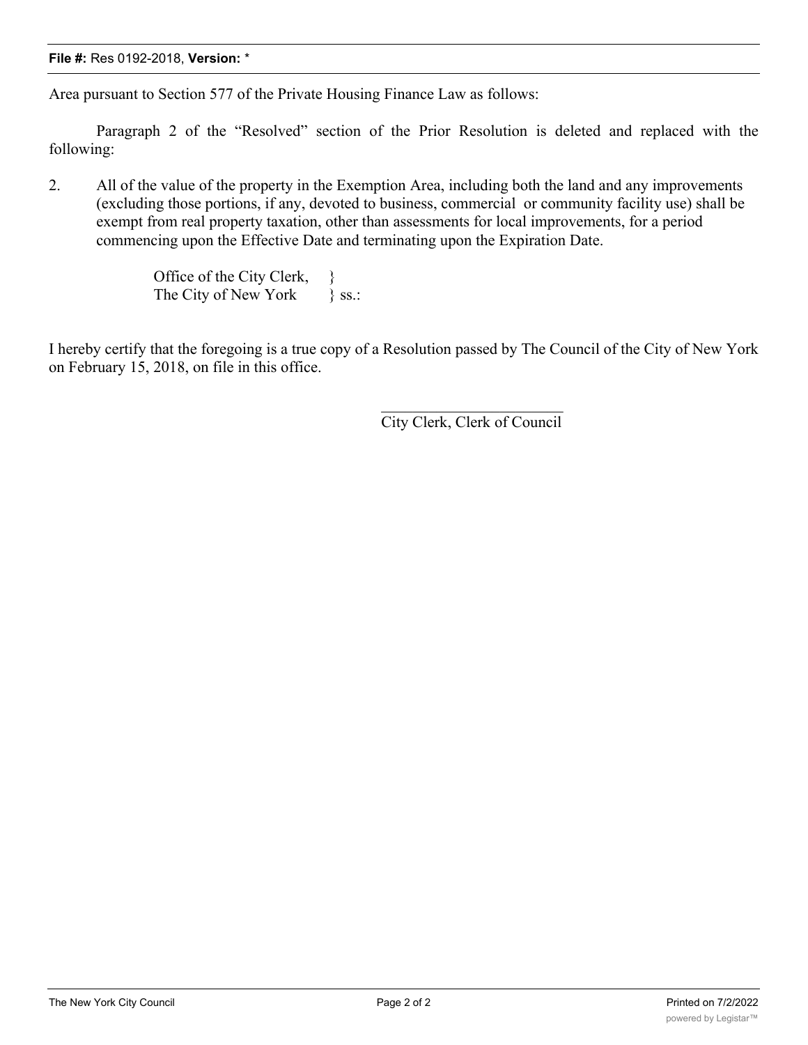Area pursuant to Section 577 of the Private Housing Finance Law as follows:

Paragraph 2 of the "Resolved" section of the Prior Resolution is deleted and replaced with the following:

2. All of the value of the property in the Exemption Area, including both the land and any improvements (excluding those portions, if any, devoted to business, commercial or community facility use) shall be exempt from real property taxation, other than assessments for local improvements, for a period commencing upon the Effective Date and terminating upon the Expiration Date.

Office of the City Clerk, }
The City of New York } ss.:

I hereby certify that the foregoing is a true copy of a Resolution passed by The Council of the City of New York on February 15, 2018, on file in this office.

\_\_\_\_\_\_\_\_\_\_\_\_\_\_\_\_\_\_\_\_\_\_\_\_
City Clerk, Clerk of Council